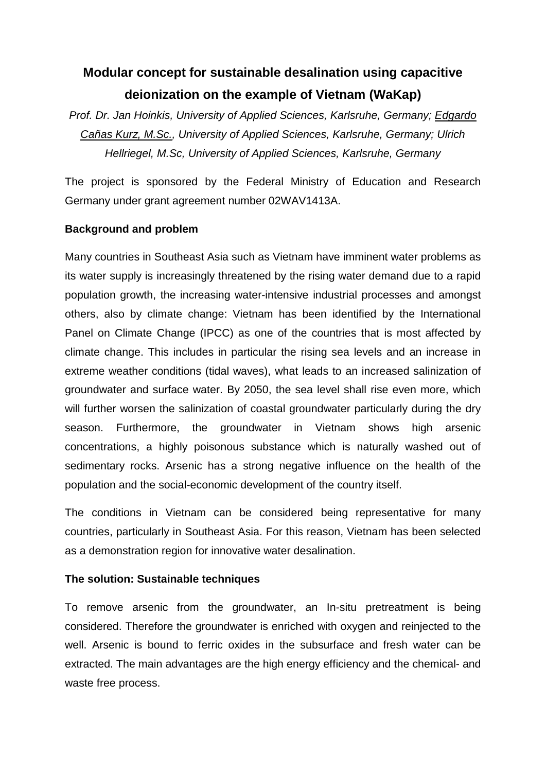# Modular concept for sustainable desalination using capacitive deionization on the example of Vietnam (WaKap)

*Prof. Dr. Jan Hoinkis, University of Applied Sciences, Karlsruhe, Germany; Edgardo Cañas Kurz, M.Sc., University of Applied Sciences, Karlsruhe, Germany; Ulrich Hellriegel, M.Sc, University of Applied Sciences, Karlsruhe, Germany*

The project is sponsored by the Federal Ministry of Education and Research Germany under grant agreement number 02WAV1413A.

**Background and problem**

Many countries in Southeast Asia such as Vietnam have imminent water problems as its water supply is increasingly threatened by the rising water demand due to a rapid population growth, the increasing water-intensive industrial processes and amongst others, also by climate change: Vietnam has been identified by the International Panel on Climate Change (IPCC) as one of the countries that is most affected by climate change. This includes in particular the rising sea levels and an increase in extreme weather conditions (tidal waves), what leads to an increased salinization of groundwater and surface water. By 2050, the sea level shall rise even more, which will further worsen the salinization of coastal groundwater particularly during the dry season. Furthermore, the groundwater in Vietnam shows high arsenic concentrations, a highly poisonous substance which is naturally washed out of sedimentary rocks. Arsenic has a strong negative influence on the health of the population and the social-economic development of the country itself.

The conditions in Vietnam can be considered being representative for many countries, particularly in Southeast Asia. For this reason, Vietnam has been selected as a demonstration region for innovative water desalination.

**The solution: Sustainable techniques**

To remove arsenic from the groundwater, an In-situ pretreatment is being considered. Therefore the groundwater is enriched with oxygen and reinjected to the well. Arsenic is bound to ferric oxides in the subsurface and fresh water can be extracted. The main advantages are the high energy efficiency and the chemical- and waste free process.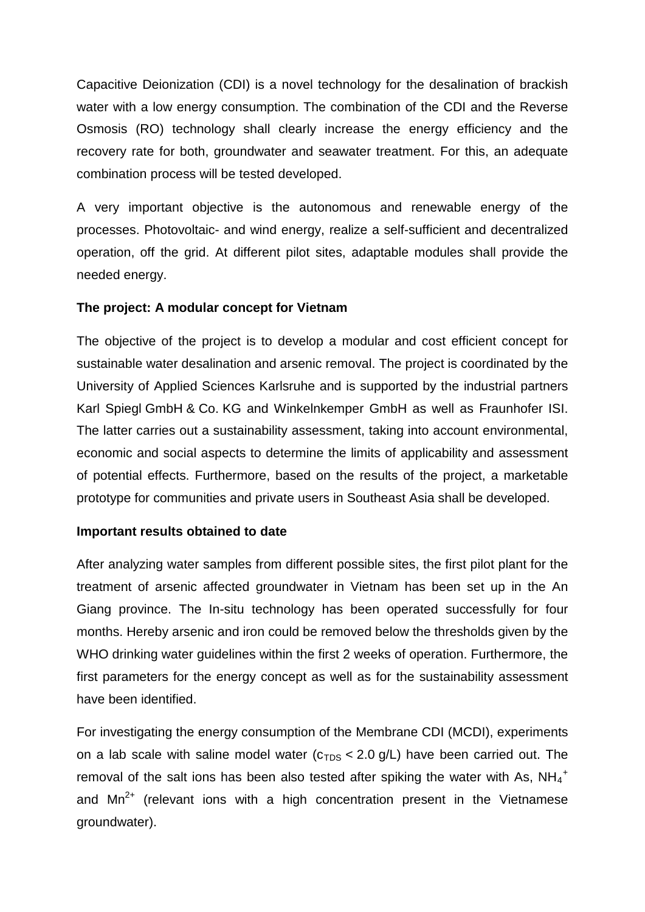Capacitive Deionization (CDI) is a novel technology for the desalination of brackish water with a low energy consumption. The combination of the CDI and the Reverse Osmosis (RO) technology shall clearly increase the energy efficiency and the recovery rate for both, groundwater and seawater treatment. For this, an adequate combination process will be tested developed.

A very important objective is the autonomous and renewable energy of the processes. Photovoltaic- and wind energy, realize a self-sufficient and decentralized operation, off the grid. At different pilot sites, adaptable modules shall provide the needed energy.

**The project: A modular concept for Vietnam**

The objective of the project is to develop a modular and cost efficient concept for sustainable water desalination and arsenic removal. The project is coordinated by the University of Applied Sciences Karlsruhe and is supported by the industrial partners Karl Spiegl GmbH & Co. KG and Winkelnkemper GmbH as well as Fraunhofer ISI. The latter carries out a sustainability assessment, taking into account environmental, economic and social aspects to determine the limits of applicability and assessment of potential effects. Furthermore, based on the results of the project, a marketable prototype for communities and private users in Southeast Asia shall be developed.

**Important results obtained to date**

After analyzing water samples from different possible sites, the first pilot plant for the treatment of arsenic affected groundwater in Vietnam has been set up in the An Giang province. The In-situ technology has been operated successfully for four months. Hereby arsenic and iron could be removed below the thresholds given by the WHO drinking water guidelines within the first 2 weeks of operation. Furthermore, the first parameters for the energy concept as well as for the sustainability assessment have been identified.

For investigating the energy consumption of the Membrane CDI (MCDI), experiments on a lab scale with saline model water ($c_{TDS} < 2.0$ g/L) have been carried out. The removal of the salt ions has been also tested after spiking the water with As, $NH_4^+$ and $Mn^{2+}$ (relevant ions with a high concentration present in the Vietnamese groundwater).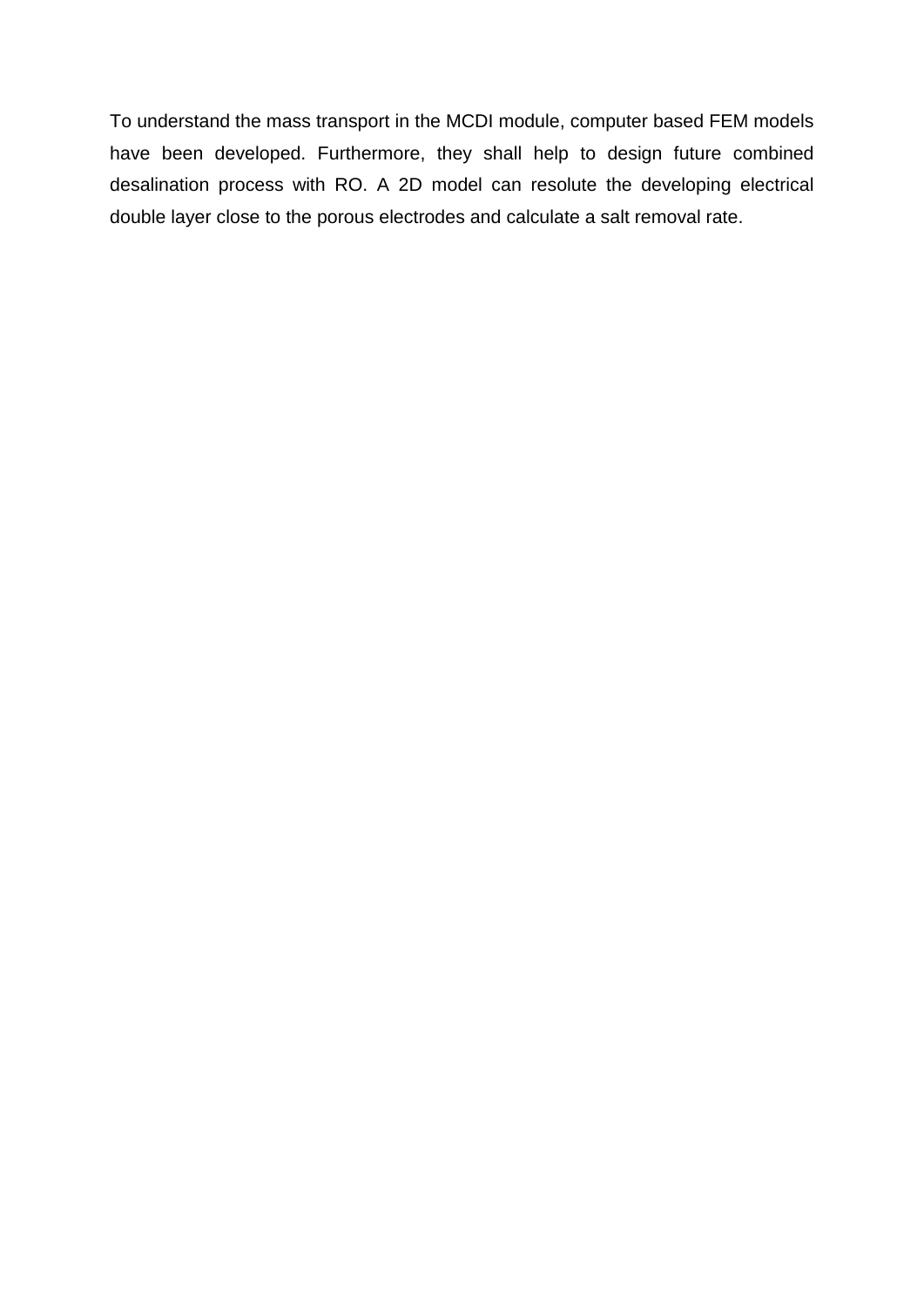To understand the mass transport in the MCDI module, computer based FEM models have been developed. Furthermore, they shall help to design future combined desalination process with RO. A 2D model can resolute the developing electrical double layer close to the porous electrodes and calculate a salt removal rate.